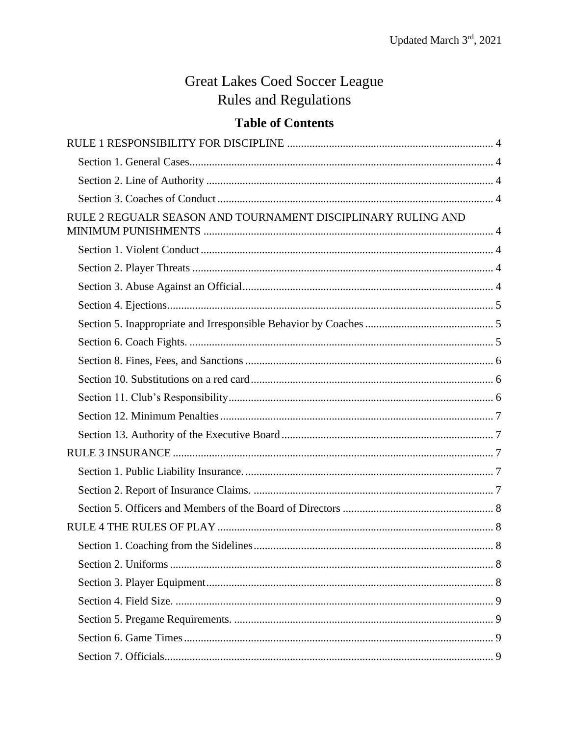Updated March 3rd, 2021

# Great Lakes Coed Soccer League
# Rules and Regulations

## Table of Contents

RULE 1 RESPONSIBILITY FOR DISCIPLINE ... 4
- Section 1. General Cases ... 4
- Section 2. Line of Authority ... 4
- Section 3. Coaches of Conduct ... 4

RULE 2 REGUALR SEASON AND TOURNAMENT DISCIPLINARY RULING AND MINIMUM PUNISHMENTS ... 4
- Section 1. Violent Conduct ... 4
- Section 2. Player Threats ... 4
- Section 3. Abuse Against an Official ... 4
- Section 4. Ejections ... 5
- Section 5. Inappropriate and Irresponsible Behavior by Coaches ... 5
- Section 6. Coach Fights. ... 5
- Section 8. Fines, Fees, and Sanctions ... 6
- Section 10. Substitutions on a red card ... 6
- Section 11. Club's Responsibility ... 6
- Section 12. Minimum Penalties ... 7
- Section 13. Authority of the Executive Board ... 7

RULE 3 INSURANCE ... 7
- Section 1. Public Liability Insurance. ... 7
- Section 2. Report of Insurance Claims. ... 7
- Section 5. Officers and Members of the Board of Directors ... 8

RULE 4 THE RULES OF PLAY ... 8
- Section 1. Coaching from the Sidelines ... 8
- Section 2. Uniforms ... 8
- Section 3. Player Equipment ... 8
- Section 4. Field Size. ... 9
- Section 5. Pregame Requirements. ... 9
- Section 6. Game Times ... 9
- Section 7. Officials ... 9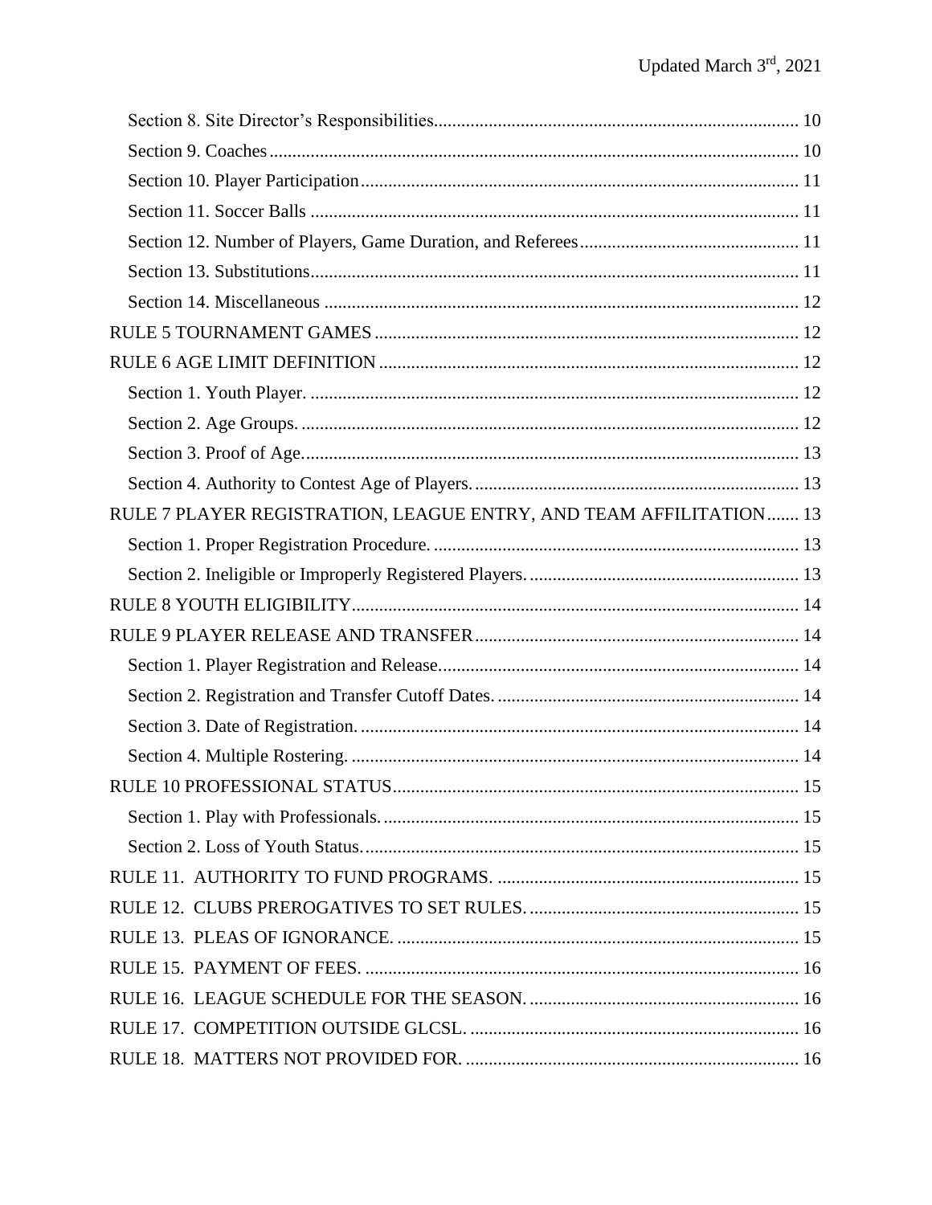Section 8. Site Director's Responsibilities.............................................................................. 10

Section 9. Coaches.................................................................................................................. 10

Section 10. Player Participation.............................................................................................. 11

Section 11. Soccer Balls ......................................................................................................... 11

Section 12. Number of Players, Game Duration, and Referees............................................... 11

Section 13. Substitutions......................................................................................................... 11

Section 14. Miscellaneous ...................................................................................................... 12

RULE 5 TOURNAMENT GAMES ............................................................................................ 12

RULE 6 AGE LIMIT DEFINITION ........................................................................................... 12

Section 1. Youth Player. ......................................................................................................... 12

Section 2. Age Groups. ........................................................................................................... 12

Section 3. Proof of Age........................................................................................................... 13

Section 4. Authority to Contest Age of Players...................................................................... 13

RULE 7 PLAYER REGISTRATION, LEAGUE ENTRY, AND TEAM AFFILITATION....... 13

Section 1. Proper Registration Procedure. ............................................................................... 13

Section 2. Ineligible or Improperly Registered Players. .......................................................... 13

RULE 8 YOUTH ELIGIBILITY................................................................................................. 14

RULE 9 PLAYER RELEASE AND TRANSFER...................................................................... 14

Section 1. Player Registration and Release.............................................................................. 14

Section 2. Registration and Transfer Cutoff Dates. ................................................................. 14

Section 3. Date of Registration. ............................................................................................... 14

Section 4. Multiple Rostering. ................................................................................................. 14

RULE 10 PROFESSIONAL STATUS........................................................................................ 15

Section 1. Play with Professionals. .......................................................................................... 15

Section 2. Loss of Youth Status............................................................................................... 15

RULE 11. AUTHORITY TO FUND PROGRAMS. ................................................................. 15

RULE 12. CLUBS PREROGATIVES TO SET RULES. .......................................................... 15

RULE 13. PLEAS OF IGNORANCE. ....................................................................................... 15

RULE 15. PAYMENT OF FEES. .............................................................................................. 16

RULE 16. LEAGUE SCHEDULE FOR THE SEASON. .......................................................... 16

RULE 17. COMPETITION OUTSIDE GLCSL. ....................................................................... 16

RULE 18. MATTERS NOT PROVIDED FOR. ........................................................................ 16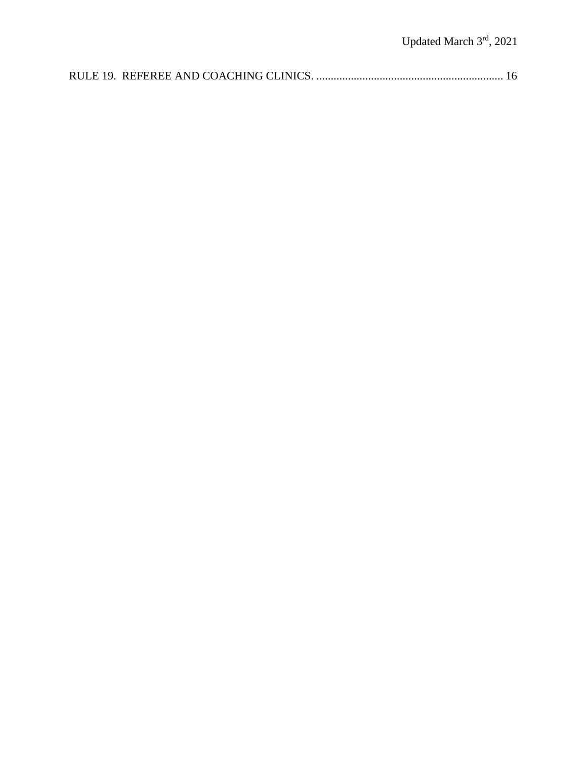RULE 19. REFEREE AND COACHING CLINICS. ................................................................. 16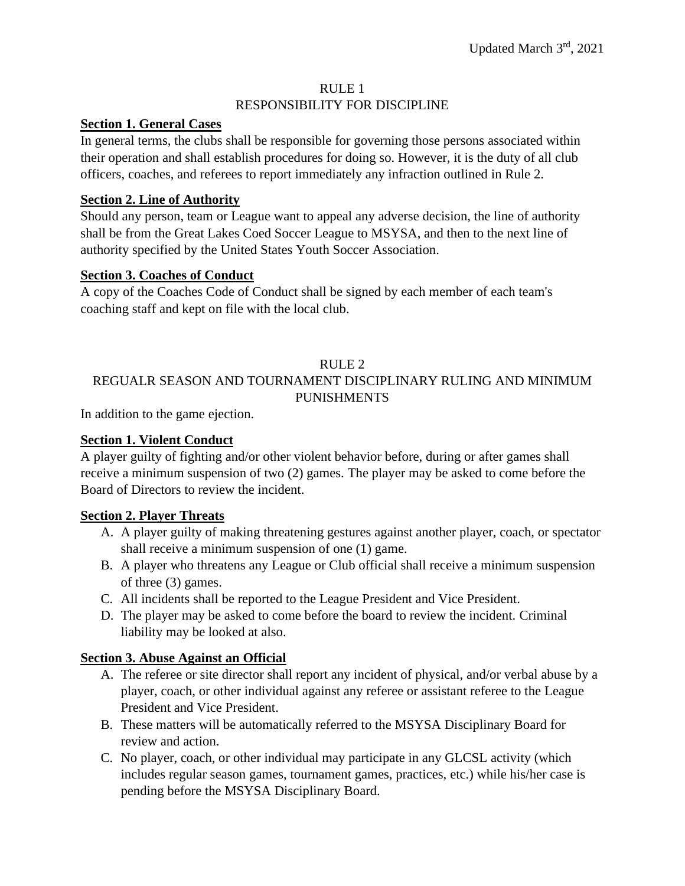Updated March 3rd, 2021

## RULE 1
## RESPONSIBILITY FOR DISCIPLINE

**Section 1. General Cases**

In general terms, the clubs shall be responsible for governing those persons associated within their operation and shall establish procedures for doing so. However, it is the duty of all club officers, coaches, and referees to report immediately any infraction outlined in Rule 2.

**Section 2. Line of Authority**

Should any person, team or League want to appeal any adverse decision, the line of authority shall be from the Great Lakes Coed Soccer League to MSYSA, and then to the next line of authority specified by the United States Youth Soccer Association.

**Section 3. Coaches of Conduct**

A copy of the Coaches Code of Conduct shall be signed by each member of each team's coaching staff and kept on file with the local club.

## RULE 2
## REGUALR SEASON AND TOURNAMENT DISCIPLINARY RULING AND MINIMUM PUNISHMENTS

In addition to the game ejection.

**Section 1. Violent Conduct**

A player guilty of fighting and/or other violent behavior before, during or after games shall receive a minimum suspension of two (2) games. The player may be asked to come before the Board of Directors to review the incident.

**Section 2. Player Threats**

A. A player guilty of making threatening gestures against another player, coach, or spectator shall receive a minimum suspension of one (1) game.
B. A player who threatens any League or Club official shall receive a minimum suspension of three (3) games.
C. All incidents shall be reported to the League President and Vice President.
D. The player may be asked to come before the board to review the incident. Criminal liability may be looked at also.

**Section 3. Abuse Against an Official**

A. The referee or site director shall report any incident of physical, and/or verbal abuse by a player, coach, or other individual against any referee or assistant referee to the League President and Vice President.
B. These matters will be automatically referred to the MSYSA Disciplinary Board for review and action.
C. No player, coach, or other individual may participate in any GLCSL activity (which includes regular season games, tournament games, practices, etc.) while his/her case is pending before the MSYSA Disciplinary Board.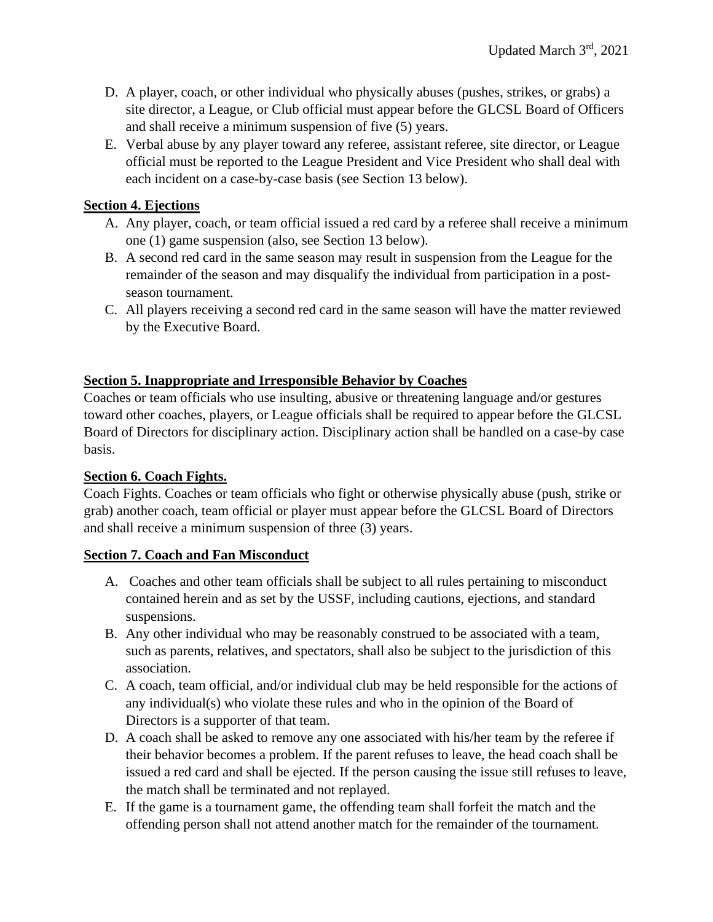D. A player, coach, or other individual who physically abuses (pushes, strikes, or grabs) a site director, a League, or Club official must appear before the GLCSL Board of Officers and shall receive a minimum suspension of five (5) years.

E. Verbal abuse by any player toward any referee, assistant referee, site director, or League official must be reported to the League President and Vice President who shall deal with each incident on a case-by-case basis (see Section 13 below).

**Section 4. Ejections**

A. Any player, coach, or team official issued a red card by a referee shall receive a minimum one (1) game suspension (also, see Section 13 below).

B. A second red card in the same season may result in suspension from the League for the remainder of the season and may disqualify the individual from participation in a post-season tournament.

C. All players receiving a second red card in the same season will have the matter reviewed by the Executive Board.

**Section 5. Inappropriate and Irresponsible Behavior by Coaches**

Coaches or team officials who use insulting, abusive or threatening language and/or gestures toward other coaches, players, or League officials shall be required to appear before the GLCSL Board of Directors for disciplinary action. Disciplinary action shall be handled on a case-by case basis.

**Section 6. Coach Fights.**

Coach Fights. Coaches or team officials who fight or otherwise physically abuse (push, strike or grab) another coach, team official or player must appear before the GLCSL Board of Directors and shall receive a minimum suspension of three (3) years.

**Section 7. Coach and Fan Misconduct**

A. Coaches and other team officials shall be subject to all rules pertaining to misconduct contained herein and as set by the USSF, including cautions, ejections, and standard suspensions.

B. Any other individual who may be reasonably construed to be associated with a team, such as parents, relatives, and spectators, shall also be subject to the jurisdiction of this association.

C. A coach, team official, and/or individual club may be held responsible for the actions of any individual(s) who violate these rules and who in the opinion of the Board of Directors is a supporter of that team.

D. A coach shall be asked to remove any one associated with his/her team by the referee if their behavior becomes a problem. If the parent refuses to leave, the head coach shall be issued a red card and shall be ejected. If the person causing the issue still refuses to leave, the match shall be terminated and not replayed.

E. If the game is a tournament game, the offending team shall forfeit the match and the offending person shall not attend another match for the remainder of the tournament.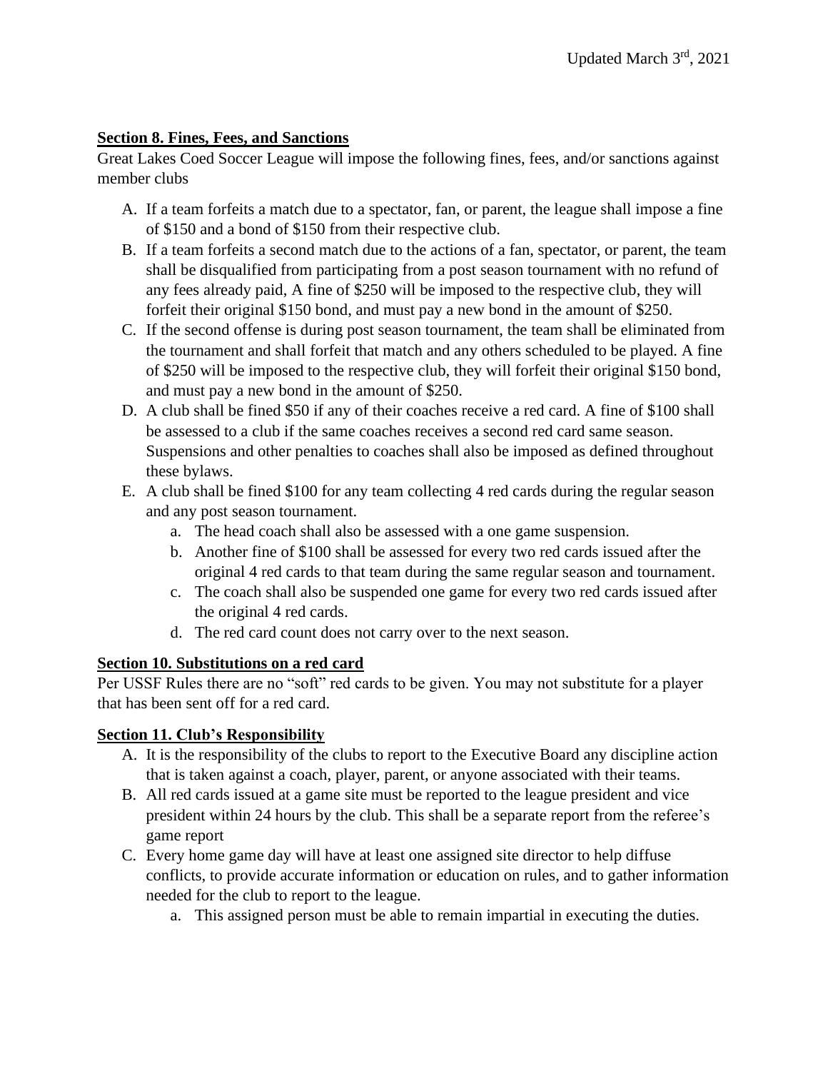Updated March 3rd, 2021

**Section 8. Fines, Fees, and Sanctions**

Great Lakes Coed Soccer League will impose the following fines, fees, and/or sanctions against member clubs

A. If a team forfeits a match due to a spectator, fan, or parent, the league shall impose a fine of $150 and a bond of $150 from their respective club.
B. If a team forfeits a second match due to the actions of a fan, spectator, or parent, the team shall be disqualified from participating from a post season tournament with no refund of any fees already paid, A fine of $250 will be imposed to the respective club, they will forfeit their original $150 bond, and must pay a new bond in the amount of $250.
C. If the second offense is during post season tournament, the team shall be eliminated from the tournament and shall forfeit that match and any others scheduled to be played. A fine of $250 will be imposed to the respective club, they will forfeit their original $150 bond, and must pay a new bond in the amount of $250.
D. A club shall be fined $50 if any of their coaches receive a red card. A fine of $100 shall be assessed to a club if the same coaches receives a second red card same season. Suspensions and other penalties to coaches shall also be imposed as defined throughout these bylaws.
E. A club shall be fined $100 for any team collecting 4 red cards during the regular season and any post season tournament.
    a. The head coach shall also be assessed with a one game suspension.
    b. Another fine of $100 shall be assessed for every two red cards issued after the original 4 red cards to that team during the same regular season and tournament.
    c. The coach shall also be suspended one game for every two red cards issued after the original 4 red cards.
    d. The red card count does not carry over to the next season.

**Section 10. Substitutions on a red card**

Per USSF Rules there are no "soft" red cards to be given. You may not substitute for a player that has been sent off for a red card.

**Section 11. Club's Responsibility**

A. It is the responsibility of the clubs to report to the Executive Board any discipline action that is taken against a coach, player, parent, or anyone associated with their teams.
B. All red cards issued at a game site must be reported to the league president and vice president within 24 hours by the club. This shall be a separate report from the referee's game report
C. Every home game day will have at least one assigned site director to help diffuse conflicts, to provide accurate information or education on rules, and to gather information needed for the club to report to the league.
    a. This assigned person must be able to remain impartial in executing the duties.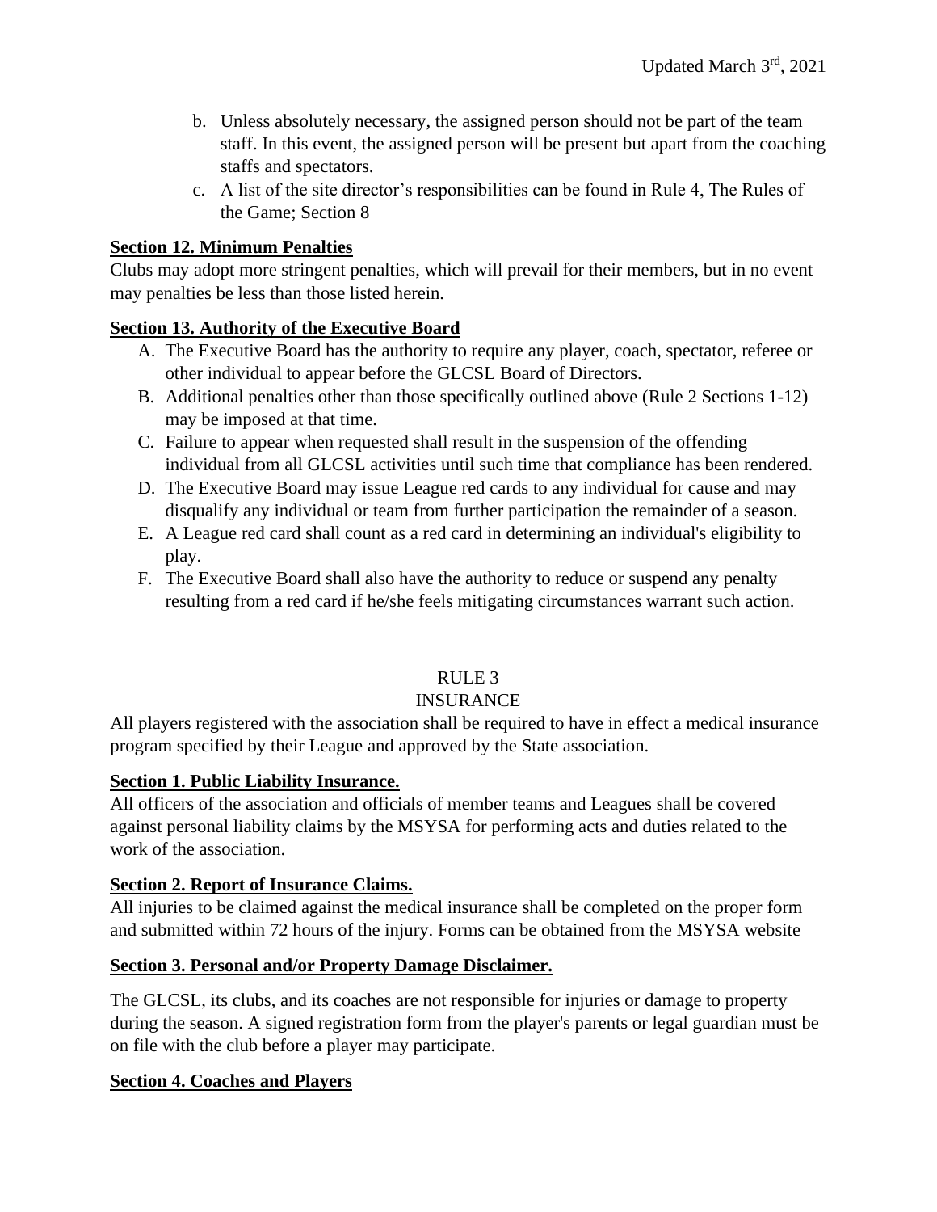b. Unless absolutely necessary, the assigned person should not be part of the team staff. In this event, the assigned person will be present but apart from the coaching staffs and spectators.
c. A list of the site director's responsibilities can be found in Rule 4, The Rules of the Game; Section 8

**Section 12. Minimum Penalties**

Clubs may adopt more stringent penalties, which will prevail for their members, but in no event may penalties be less than those listed herein.

**Section 13. Authority of the Executive Board**

A. The Executive Board has the authority to require any player, coach, spectator, referee or other individual to appear before the GLCSL Board of Directors.
B. Additional penalties other than those specifically outlined above (Rule 2 Sections 1-12) may be imposed at that time.
C. Failure to appear when requested shall result in the suspension of the offending individual from all GLCSL activities until such time that compliance has been rendered.
D. The Executive Board may issue League red cards to any individual for cause and may disqualify any individual or team from further participation the remainder of a season.
E. A League red card shall count as a red card in determining an individual's eligibility to play.
F. The Executive Board shall also have the authority to reduce or suspend any penalty resulting from a red card if he/she feels mitigating circumstances warrant such action.

## RULE 3
## INSURANCE

All players registered with the association shall be required to have in effect a medical insurance program specified by their League and approved by the State association.

**Section 1. Public Liability Insurance.**

All officers of the association and officials of member teams and Leagues shall be covered against personal liability claims by the MSYSA for performing acts and duties related to the work of the association.

**Section 2. Report of Insurance Claims.**

All injuries to be claimed against the medical insurance shall be completed on the proper form and submitted within 72 hours of the injury. Forms can be obtained from the MSYSA website

**Section 3. Personal and/or Property Damage Disclaimer.**

The GLCSL, its clubs, and its coaches are not responsible for injuries or damage to property during the season. A signed registration form from the player's parents or legal guardian must be on file with the club before a player may participate.

**Section 4. Coaches and Players**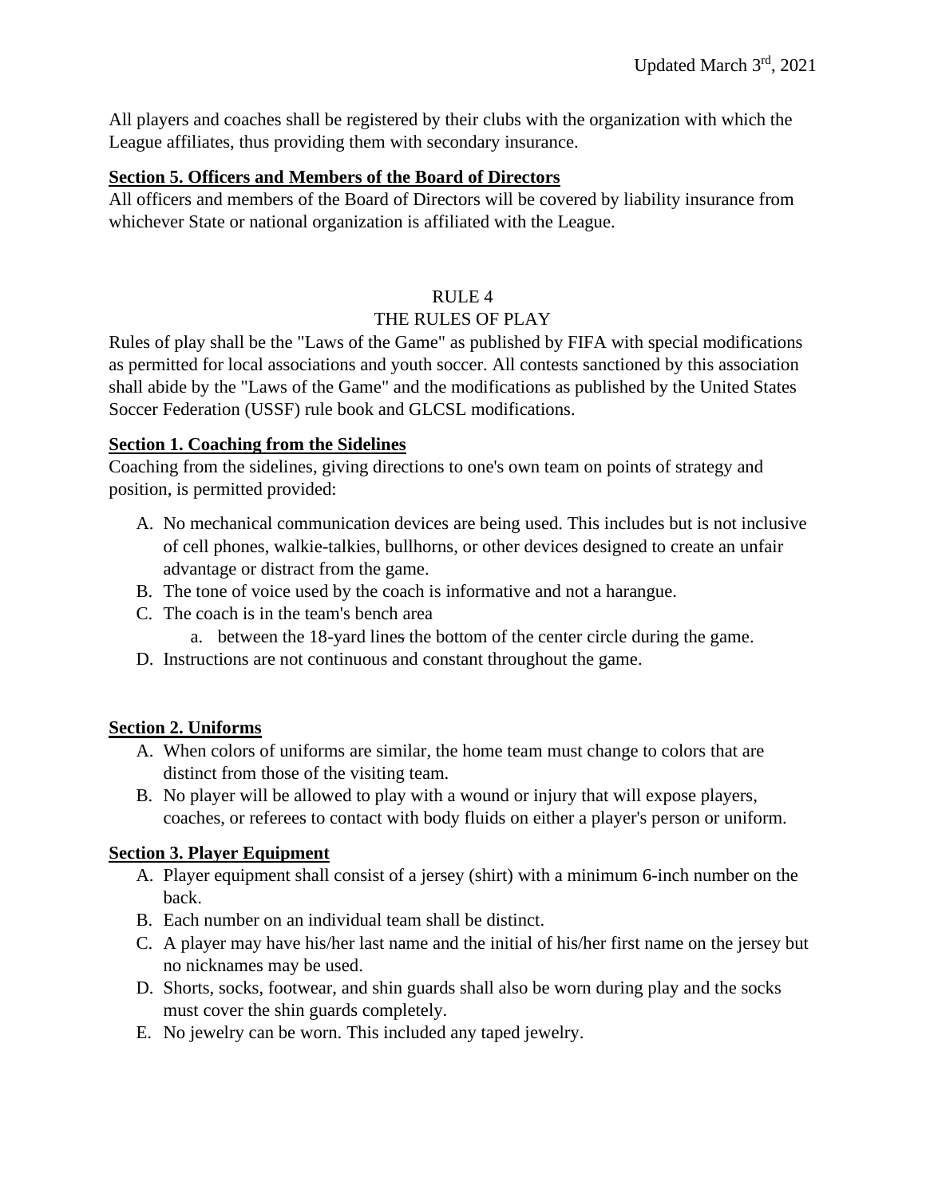Updated March 3rd, 2021

All players and coaches shall be registered by their clubs with the organization with which the League affiliates, thus providing them with secondary insurance.

**Section 5. Officers and Members of the Board of Directors**

All officers and members of the Board of Directors will be covered by liability insurance from whichever State or national organization is affiliated with the League.

## RULE 4
## THE RULES OF PLAY

Rules of play shall be the "Laws of the Game" as published by FIFA with special modifications as permitted for local associations and youth soccer. All contests sanctioned by this association shall abide by the "Laws of the Game" and the modifications as published by the United States Soccer Federation (USSF) rule book and GLCSL modifications.

**Section 1. Coaching from the Sidelines**

Coaching from the sidelines, giving directions to one's own team on points of strategy and position, is permitted provided:

A. No mechanical communication devices are being used. This includes but is not inclusive of cell phones, walkie-talkies, bullhorns, or other devices designed to create an unfair advantage or distract from the game.
B. The tone of voice used by the coach is informative and not a harangue.
C. The coach is in the team's bench area
    a. between the 18-yard lines the bottom of the center circle during the game.
D. Instructions are not continuous and constant throughout the game.

**Section 2. Uniforms**

A. When colors of uniforms are similar, the home team must change to colors that are distinct from those of the visiting team.
B. No player will be allowed to play with a wound or injury that will expose players, coaches, or referees to contact with body fluids on either a player's person or uniform.

**Section 3. Player Equipment**

A. Player equipment shall consist of a jersey (shirt) with a minimum 6-inch number on the back.
B. Each number on an individual team shall be distinct.
C. A player may have his/her last name and the initial of his/her first name on the jersey but no nicknames may be used.
D. Shorts, socks, footwear, and shin guards shall also be worn during play and the socks must cover the shin guards completely.
E. No jewelry can be worn. This included any taped jewelry.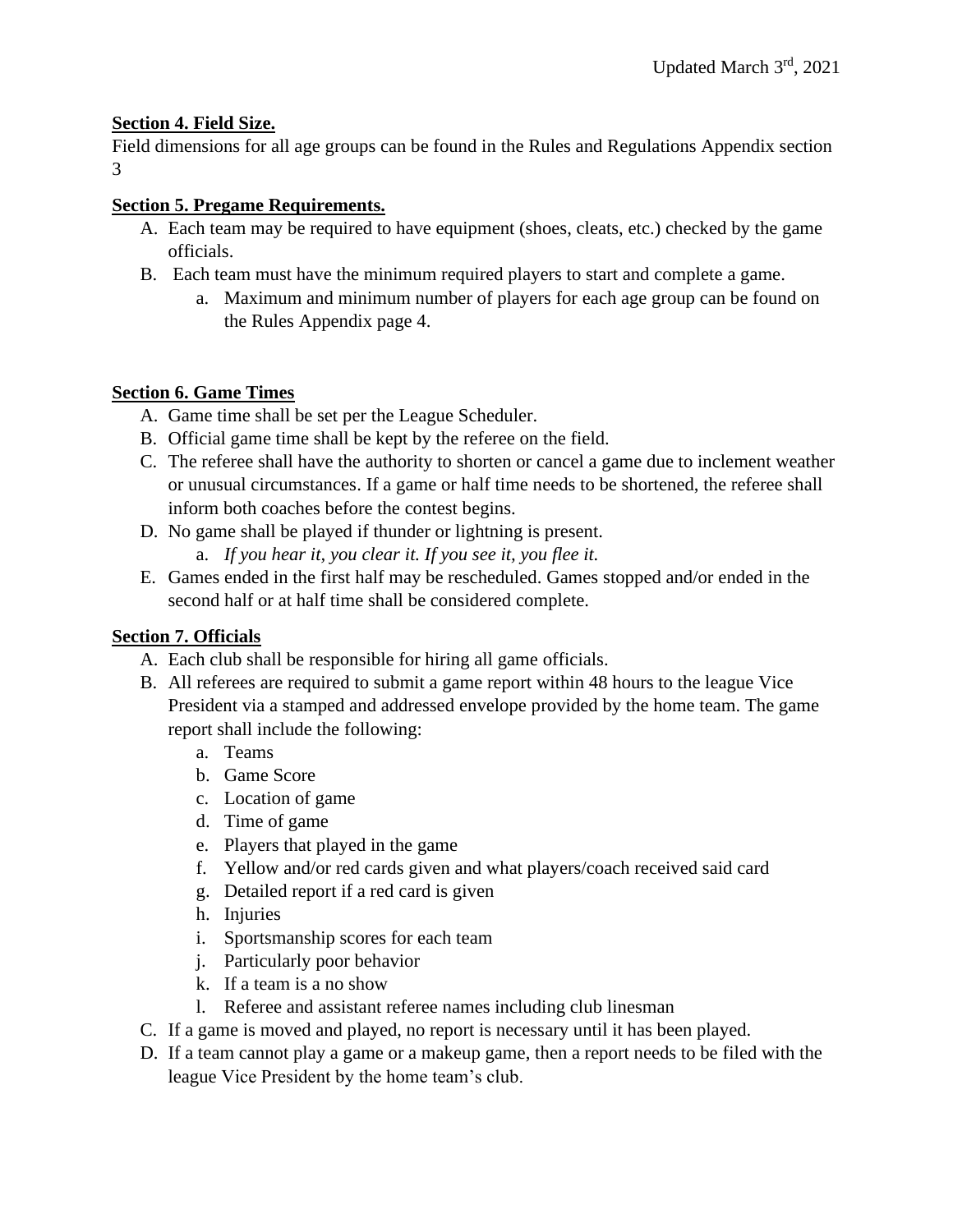**Section 4. Field Size.**

Field dimensions for all age groups can be found in the Rules and Regulations Appendix section 3

**Section 5. Pregame Requirements.**

A. Each team may be required to have equipment (shoes, cleats, etc.) checked by the game officials.
B. Each team must have the minimum required players to start and complete a game.
    a. Maximum and minimum number of players for each age group can be found on the Rules Appendix page 4.

**Section 6. Game Times**

A. Game time shall be set per the League Scheduler.
B. Official game time shall be kept by the referee on the field.
C. The referee shall have the authority to shorten or cancel a game due to inclement weather or unusual circumstances. If a game or half time needs to be shortened, the referee shall inform both coaches before the contest begins.
D. No game shall be played if thunder or lightning is present.
    a. *If you hear it, you clear it. If you see it, you flee it.*
E. Games ended in the first half may be rescheduled. Games stopped and/or ended in the second half or at half time shall be considered complete.

**Section 7. Officials**

A. Each club shall be responsible for hiring all game officials.
B. All referees are required to submit a game report within 48 hours to the league Vice President via a stamped and addressed envelope provided by the home team. The game report shall include the following:
    a. Teams
    b. Game Score
    c. Location of game
    d. Time of game
    e. Players that played in the game
    f. Yellow and/or red cards given and what players/coach received said card
    g. Detailed report if a red card is given
    h. Injuries
    i. Sportsmanship scores for each team
    j. Particularly poor behavior
    k. If a team is a no show
    l. Referee and assistant referee names including club linesman
C. If a game is moved and played, no report is necessary until it has been played.
D. If a team cannot play a game or a makeup game, then a report needs to be filed with the league Vice President by the home team's club.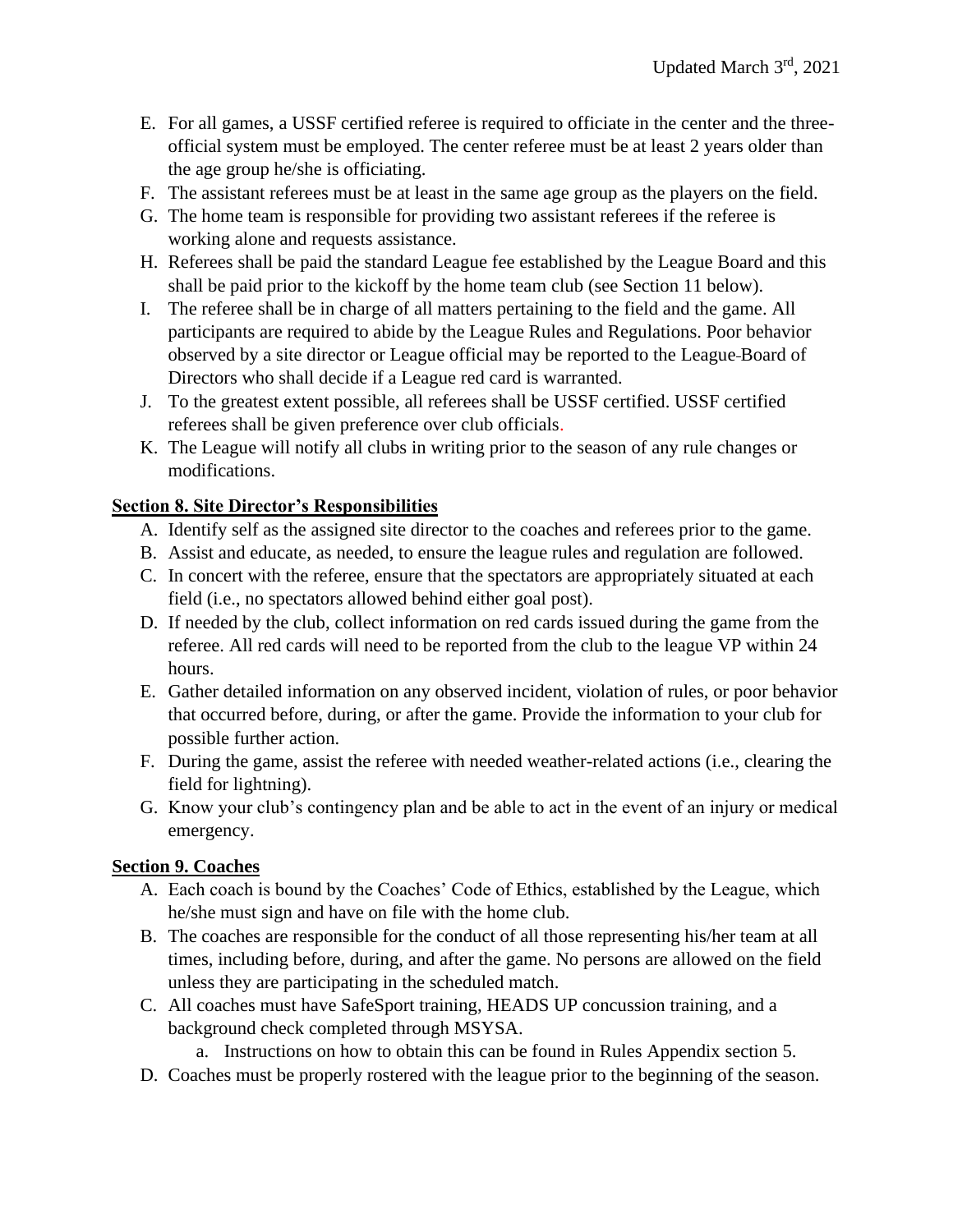- E. For all games, a USSF certified referee is required to officiate in the center and the three-official system must be employed. The center referee must be at least 2 years older than the age group he/she is officiating.
- F. The assistant referees must be at least in the same age group as the players on the field.
- G. The home team is responsible for providing two assistant referees if the referee is working alone and requests assistance.
- H. Referees shall be paid the standard League fee established by the League Board and this shall be paid prior to the kickoff by the home team club (see Section 11 below).
- I. The referee shall be in charge of all matters pertaining to the field and the game. All participants are required to abide by the League Rules and Regulations. Poor behavior observed by a site director or League official may be reported to the League Board of Directors who shall decide if a League red card is warranted.
- J. To the greatest extent possible, all referees shall be USSF certified. USSF certified referees shall be given preference over club officials.
- K. The League will notify all clubs in writing prior to the season of any rule changes or modifications.

**Section 8. Site Director's Responsibilities**

- A. Identify self as the assigned site director to the coaches and referees prior to the game.
- B. Assist and educate, as needed, to ensure the league rules and regulation are followed.
- C. In concert with the referee, ensure that the spectators are appropriately situated at each field (i.e., no spectators allowed behind either goal post).
- D. If needed by the club, collect information on red cards issued during the game from the referee. All red cards will need to be reported from the club to the league VP within 24 hours.
- E. Gather detailed information on any observed incident, violation of rules, or poor behavior that occurred before, during, or after the game. Provide the information to your club for possible further action.
- F. During the game, assist the referee with needed weather-related actions (i.e., clearing the field for lightning).
- G. Know your club's contingency plan and be able to act in the event of an injury or medical emergency.

**Section 9. Coaches**

- A. Each coach is bound by the Coaches' Code of Ethics, established by the League, which he/she must sign and have on file with the home club.
- B. The coaches are responsible for the conduct of all those representing his/her team at all times, including before, during, and after the game. No persons are allowed on the field unless they are participating in the scheduled match.
- C. All coaches must have SafeSport training, HEADS UP concussion training, and a background check completed through MSYSA.
  - a. Instructions on how to obtain this can be found in Rules Appendix section 5.
- D. Coaches must be properly rostered with the league prior to the beginning of the season.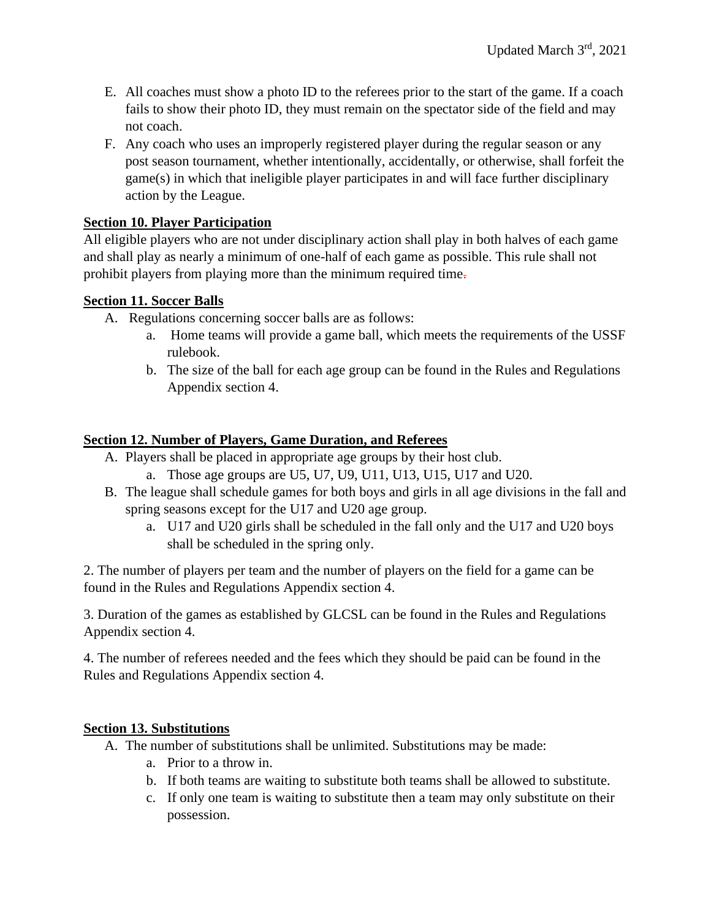E. All coaches must show a photo ID to the referees prior to the start of the game. If a coach fails to show their photo ID, they must remain on the spectator side of the field and may not coach.

F. Any coach who uses an improperly registered player during the regular season or any post season tournament, whether intentionally, accidentally, or otherwise, shall forfeit the game(s) in which that ineligible player participates in and will face further disciplinary action by the League.

**Section 10. Player Participation**

All eligible players who are not under disciplinary action shall play in both halves of each game and shall play as nearly a minimum of one-half of each game as possible. This rule shall not prohibit players from playing more than the minimum required time.

**Section 11. Soccer Balls**

A. Regulations concerning soccer balls are as follows:
   a. Home teams will provide a game ball, which meets the requirements of the USSF rulebook.
   b. The size of the ball for each age group can be found in the Rules and Regulations Appendix section 4.

**Section 12. Number of Players, Game Duration, and Referees**

A. Players shall be placed in appropriate age groups by their host club.
   a. Those age groups are U5, U7, U9, U11, U13, U15, U17 and U20.

B. The league shall schedule games for both boys and girls in all age divisions in the fall and spring seasons except for the U17 and U20 age group.
   a. U17 and U20 girls shall be scheduled in the fall only and the U17 and U20 boys shall be scheduled in the spring only.

2. The number of players per team and the number of players on the field for a game can be found in the Rules and Regulations Appendix section 4.

3. Duration of the games as established by GLCSL can be found in the Rules and Regulations Appendix section 4.

4. The number of referees needed and the fees which they should be paid can be found in the Rules and Regulations Appendix section 4.

**Section 13. Substitutions**

A. The number of substitutions shall be unlimited. Substitutions may be made:
   a. Prior to a throw in.
   b. If both teams are waiting to substitute both teams shall be allowed to substitute.
   c. If only one team is waiting to substitute then a team may only substitute on their possession.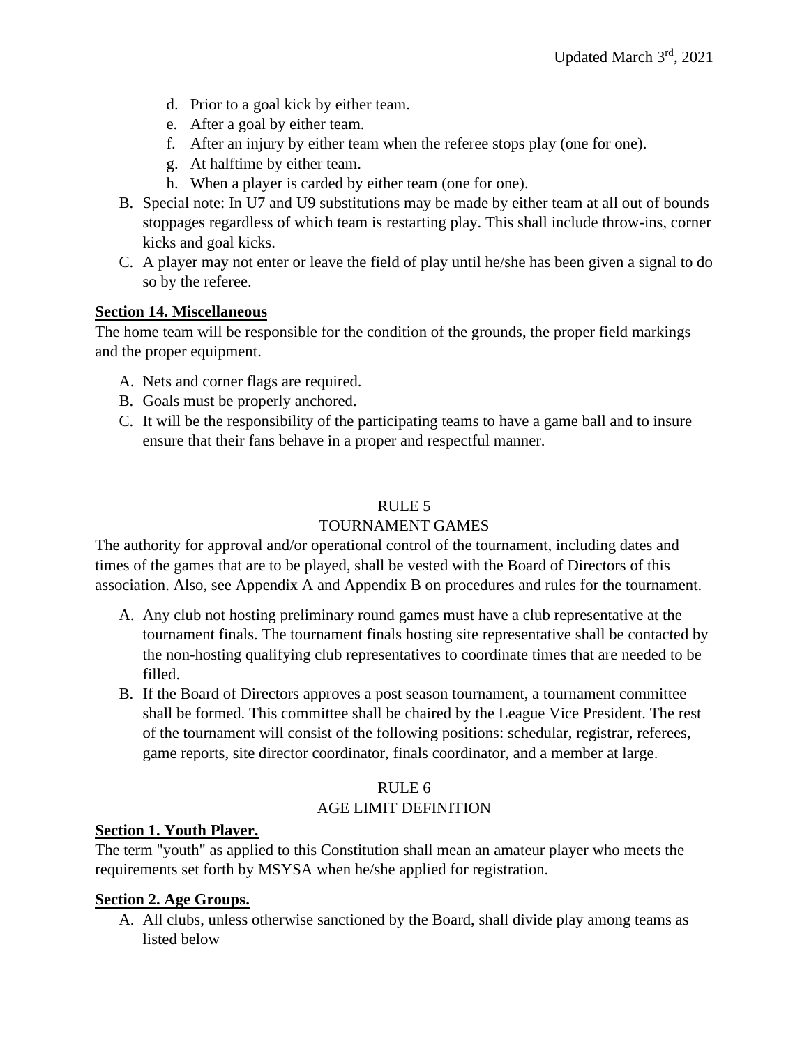d. Prior to a goal kick by either team.
e. After a goal by either team.
f. After an injury by either team when the referee stops play (one for one).
g. At halftime by either team.
h. When a player is carded by either team (one for one).

B. Special note: In U7 and U9 substitutions may be made by either team at all out of bounds stoppages regardless of which team is restarting play. This shall include throw-ins, corner kicks and goal kicks.
C. A player may not enter or leave the field of play until he/she has been given a signal to do so by the referee.

**Section 14. Miscellaneous**

The home team will be responsible for the condition of the grounds, the proper field markings and the proper equipment.

A. Nets and corner flags are required.
B. Goals must be properly anchored.
C. It will be the responsibility of the participating teams to have a game ball and to insure ensure that their fans behave in a proper and respectful manner.

## RULE 5
## TOURNAMENT GAMES

The authority for approval and/or operational control of the tournament, including dates and times of the games that are to be played, shall be vested with the Board of Directors of this association. Also, see Appendix A and Appendix B on procedures and rules for the tournament.

A. Any club not hosting preliminary round games must have a club representative at the tournament finals. The tournament finals hosting site representative shall be contacted by the non-hosting qualifying club representatives to coordinate times that are needed to be filled.
B. If the Board of Directors approves a post season tournament, a tournament committee shall be formed. This committee shall be chaired by the League Vice President. The rest of the tournament will consist of the following positions: schedular, registrar, referees, game reports, site director coordinator, finals coordinator, and a member at large.

## RULE 6
## AGE LIMIT DEFINITION

**Section 1. Youth Player.**

The term "youth" as applied to this Constitution shall mean an amateur player who meets the requirements set forth by MSYSA when he/she applied for registration.

**Section 2. Age Groups.**

A. All clubs, unless otherwise sanctioned by the Board, shall divide play among teams as listed below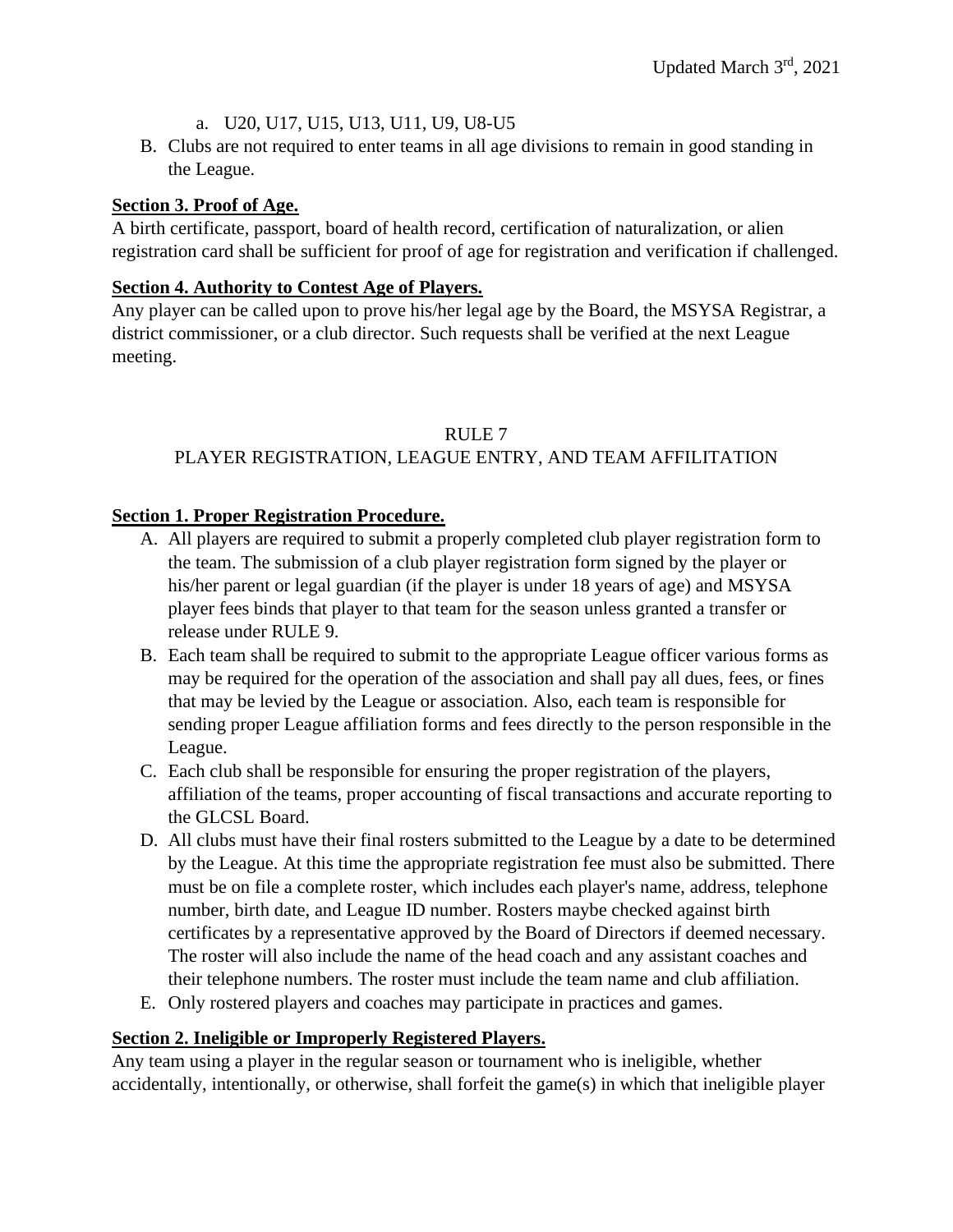a. U20, U17, U15, U13, U11, U9, U8-U5

B. Clubs are not required to enter teams in all age divisions to remain in good standing in the League.

**Section 3. Proof of Age.**

A birth certificate, passport, board of health record, certification of naturalization, or alien registration card shall be sufficient for proof of age for registration and verification if challenged.

**Section 4. Authority to Contest Age of Players.**

Any player can be called upon to prove his/her legal age by the Board, the MSYSA Registrar, a district commissioner, or a club director. Such requests shall be verified at the next League meeting.

## RULE 7
## PLAYER REGISTRATION, LEAGUE ENTRY, AND TEAM AFFILITATION

**Section 1. Proper Registration Procedure.**

A. All players are required to submit a properly completed club player registration form to the team. The submission of a club player registration form signed by the player or his/her parent or legal guardian (if the player is under 18 years of age) and MSYSA player fees binds that player to that team for the season unless granted a transfer or release under RULE 9.

B. Each team shall be required to submit to the appropriate League officer various forms as may be required for the operation of the association and shall pay all dues, fees, or fines that may be levied by the League or association. Also, each team is responsible for sending proper League affiliation forms and fees directly to the person responsible in the League.

C. Each club shall be responsible for ensuring the proper registration of the players, affiliation of the teams, proper accounting of fiscal transactions and accurate reporting to the GLCSL Board.

D. All clubs must have their final rosters submitted to the League by a date to be determined by the League. At this time the appropriate registration fee must also be submitted. There must be on file a complete roster, which includes each player's name, address, telephone number, birth date, and League ID number. Rosters maybe checked against birth certificates by a representative approved by the Board of Directors if deemed necessary. The roster will also include the name of the head coach and any assistant coaches and their telephone numbers. The roster must include the team name and club affiliation.

E. Only rostered players and coaches may participate in practices and games.

**Section 2. Ineligible or Improperly Registered Players.**

Any team using a player in the regular season or tournament who is ineligible, whether accidentally, intentionally, or otherwise, shall forfeit the game(s) in which that ineligible player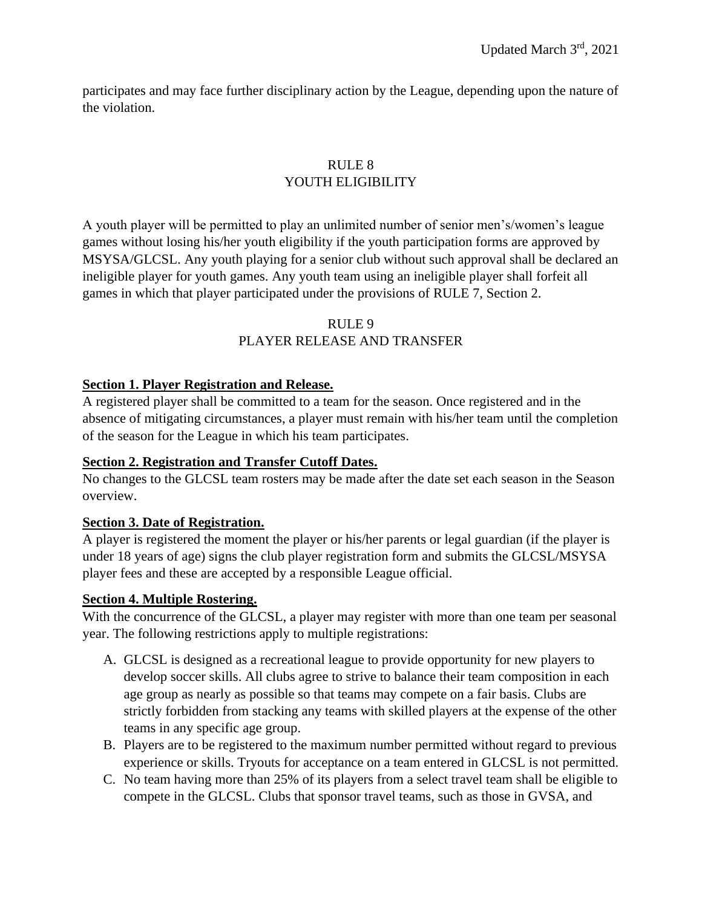participates and may face further disciplinary action by the League, depending upon the nature of the violation.

## RULE 8
## YOUTH ELIGIBILITY

A youth player will be permitted to play an unlimited number of senior men's/women's league games without losing his/her youth eligibility if the youth participation forms are approved by MSYSA/GLCSL. Any youth playing for a senior club without such approval shall be declared an ineligible player for youth games. Any youth team using an ineligible player shall forfeit all games in which that player participated under the provisions of RULE 7, Section 2.

## RULE 9
## PLAYER RELEASE AND TRANSFER

**Section 1. Player Registration and Release.**

A registered player shall be committed to a team for the season. Once registered and in the absence of mitigating circumstances, a player must remain with his/her team until the completion of the season for the League in which his team participates.

**Section 2. Registration and Transfer Cutoff Dates.**

No changes to the GLCSL team rosters may be made after the date set each season in the Season overview.

**Section 3. Date of Registration.**

A player is registered the moment the player or his/her parents or legal guardian (if the player is under 18 years of age) signs the club player registration form and submits the GLCSL/MSYSA player fees and these are accepted by a responsible League official.

**Section 4. Multiple Rostering.**

With the concurrence of the GLCSL, a player may register with more than one team per seasonal year. The following restrictions apply to multiple registrations:

A. GLCSL is designed as a recreational league to provide opportunity for new players to develop soccer skills. All clubs agree to strive to balance their team composition in each age group as nearly as possible so that teams may compete on a fair basis. Clubs are strictly forbidden from stacking any teams with skilled players at the expense of the other teams in any specific age group.
B. Players are to be registered to the maximum number permitted without regard to previous experience or skills. Tryouts for acceptance on a team entered in GLCSL is not permitted.
C. No team having more than 25% of its players from a select travel team shall be eligible to compete in the GLCSL. Clubs that sponsor travel teams, such as those in GVSA, and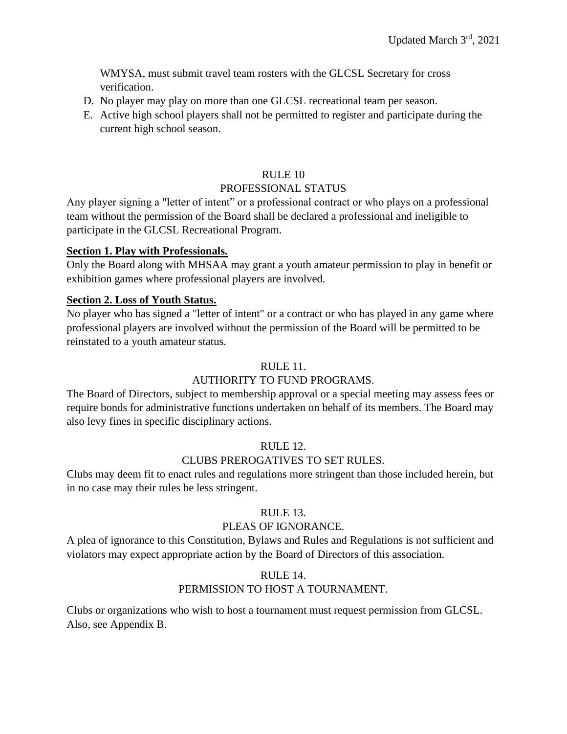WMYSA, must submit travel team rosters with the GLCSL Secretary for cross verification.

D. No player may play on more than one GLCSL recreational team per season.
E. Active high school players shall not be permitted to register and participate during the current high school season.

## RULE 10
## PROFESSIONAL STATUS

Any player signing a "letter of intent" or a professional contract or who plays on a professional team without the permission of the Board shall be declared a professional and ineligible to participate in the GLCSL Recreational Program.

**Section 1. Play with Professionals.**

Only the Board along with MHSAA may grant a youth amateur permission to play in benefit or exhibition games where professional players are involved.

**Section 2. Loss of Youth Status.**

No player who has signed a "letter of intent" or a contract or who has played in any game where professional players are involved without the permission of the Board will be permitted to be reinstated to a youth amateur status.

## RULE 11.
## AUTHORITY TO FUND PROGRAMS.

The Board of Directors, subject to membership approval or a special meeting may assess fees or require bonds for administrative functions undertaken on behalf of its members. The Board may also levy fines in specific disciplinary actions.

## RULE 12.
## CLUBS PREROGATIVES TO SET RULES.

Clubs may deem fit to enact rules and regulations more stringent than those included herein, but in no case may their rules be less stringent.

## RULE 13.
## PLEAS OF IGNORANCE.

A plea of ignorance to this Constitution, Bylaws and Rules and Regulations is not sufficient and violators may expect appropriate action by the Board of Directors of this association.

## RULE 14.
## PERMISSION TO HOST A TOURNAMENT.

Clubs or organizations who wish to host a tournament must request permission from GLCSL. Also, see Appendix B.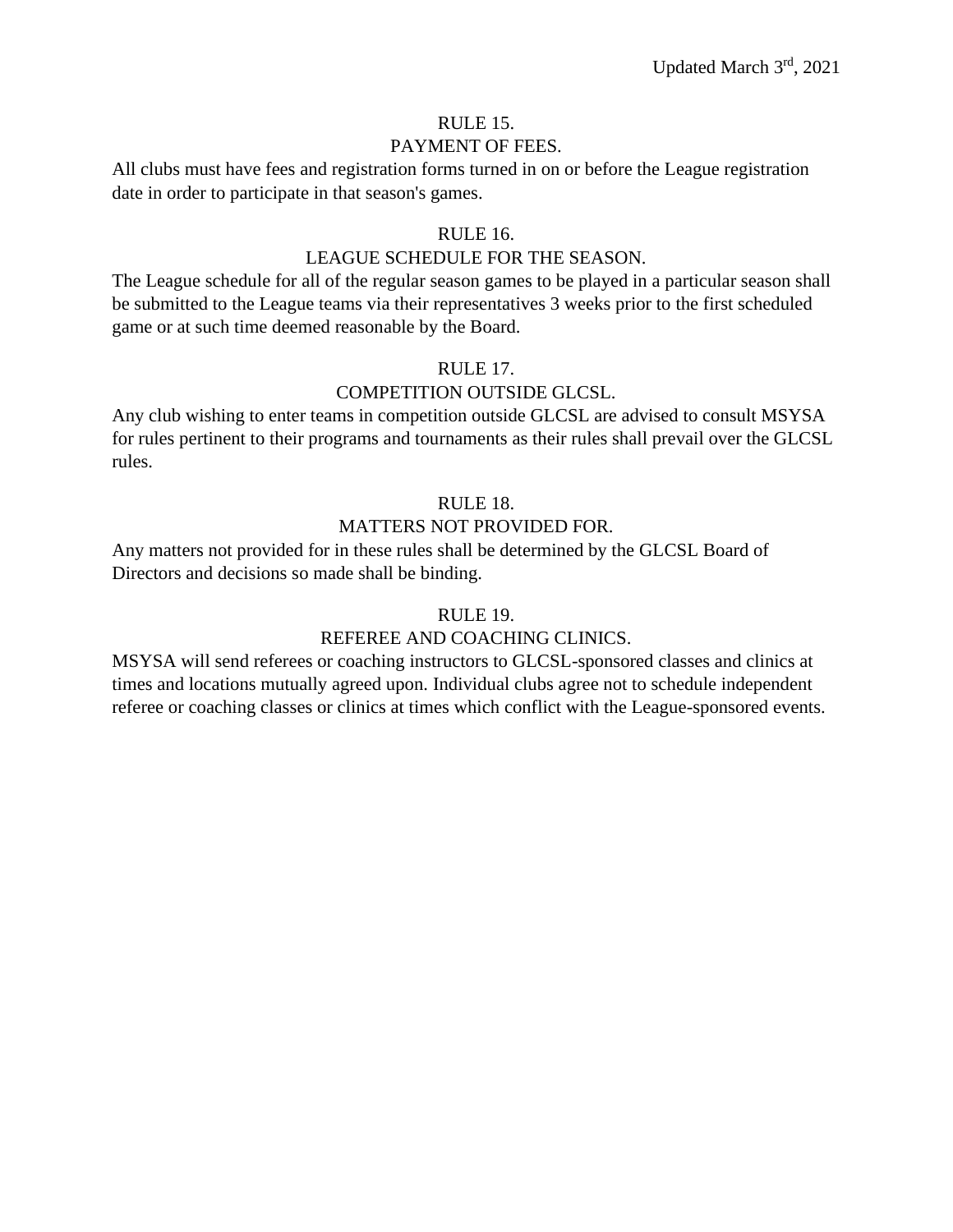## RULE 15.
## PAYMENT OF FEES.

All clubs must have fees and registration forms turned in on or before the League registration date in order to participate in that season's games.

## RULE 16.
## LEAGUE SCHEDULE FOR THE SEASON.

The League schedule for all of the regular season games to be played in a particular season shall be submitted to the League teams via their representatives 3 weeks prior to the first scheduled game or at such time deemed reasonable by the Board.

## RULE 17.
## COMPETITION OUTSIDE GLCSL.

Any club wishing to enter teams in competition outside GLCSL are advised to consult MSYSA for rules pertinent to their programs and tournaments as their rules shall prevail over the GLCSL rules.

## RULE 18.
## MATTERS NOT PROVIDED FOR.

Any matters not provided for in these rules shall be determined by the GLCSL Board of Directors and decisions so made shall be binding.

## RULE 19.
## REFEREE AND COACHING CLINICS.

MSYSA will send referees or coaching instructors to GLCSL-sponsored classes and clinics at times and locations mutually agreed upon. Individual clubs agree not to schedule independent referee or coaching classes or clinics at times which conflict with the League-sponsored events.